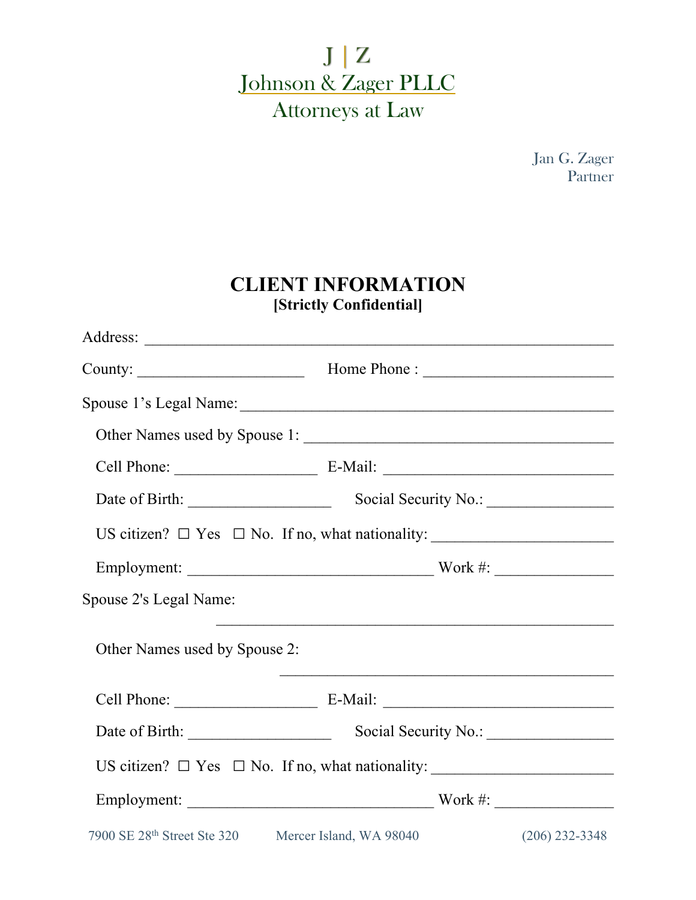J | Z

Johnson & Zager PLLC

Attorneys at Law

Jan G. Zager
Partner

# CLIENT INFORMATION
**[Strictly Confidential]**

Address: ____________________________________________________________

County: ____________________ Home Phone : ________________________

Spouse 1's Legal Name: ________________________________________________

Other Names used by Spouse 1: ______________________________________

Cell Phone: _________________ E-Mail: ____________________________

Date of Birth: _________________ Social Security No.: _______________

US citizen? ☐ Yes ☐ No. If no, what nationality: ______________________

Employment: ______________________________ Work #: ______________

Spouse 2's Legal Name:

________________________________________________

Other Names used by Spouse 2:

__________________________________________

Cell Phone: _________________ E-Mail: ____________________________

Date of Birth: _________________ Social Security No.: _______________

US citizen? ☐ Yes ☐ No. If no, what nationality: ______________________

Employment: ______________________________ Work #: ______________

7900 SE 28th Street Ste 320 Mercer Island, WA 98040 (206) 232-3348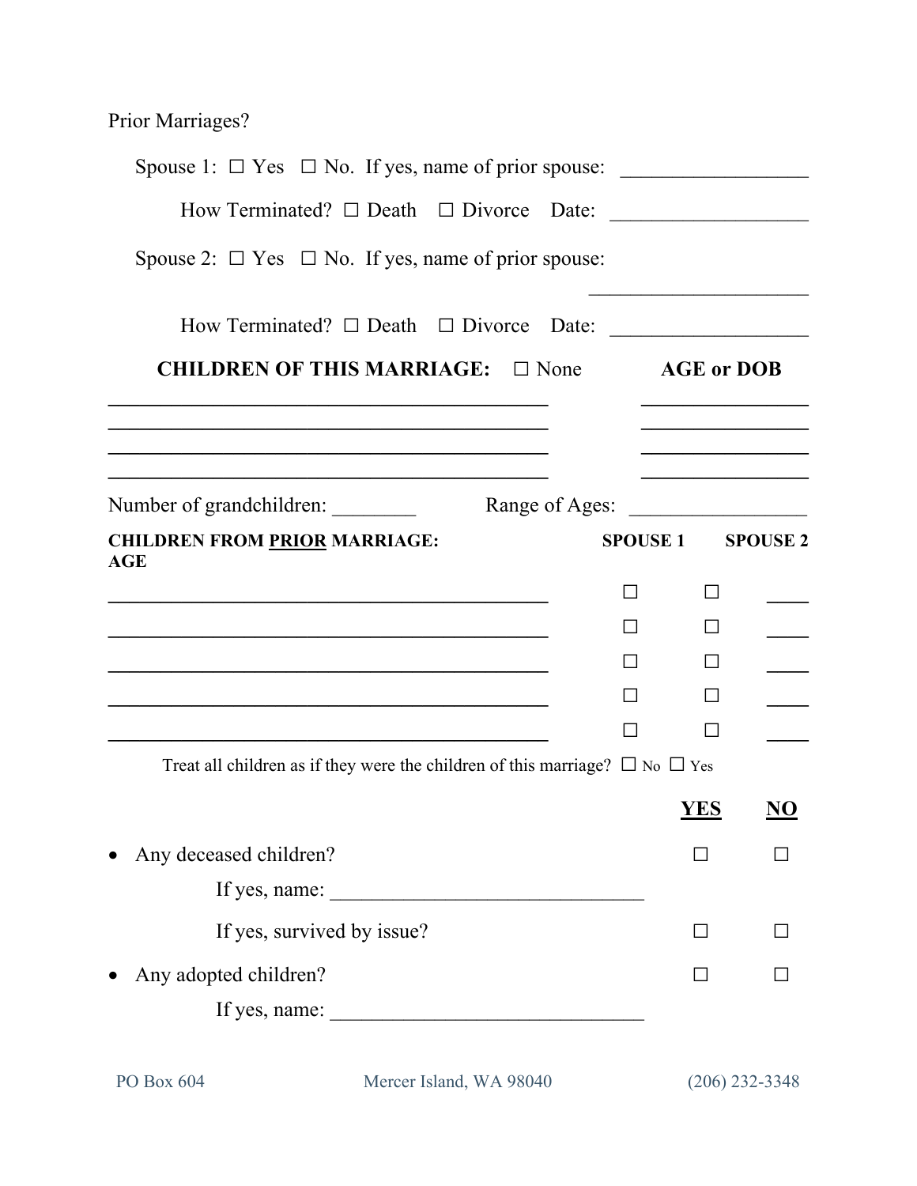Prior Marriages?

Spouse 1: ☐ Yes ☐ No. If yes, name of prior spouse: ___________________

How Terminated? ☐ Death ☐ Divorce Date: ___________________

Spouse 2: ☐ Yes ☐ No. If yes, name of prior spouse:

______________________

How Terminated? ☐ Death ☐ Divorce Date: ___________________

**CHILDREN OF THIS MARRIAGE:** ☐ None **AGE or DOB**

| Name | AGE or DOB |
|---|---|
| ______________________________________________ | _________________ |
| ______________________________________________ | _________________ |
| ______________________________________________ | _________________ |
| ______________________________________________ | _________________ |

Number of grandchildren: ________ Range of Ages: _________________

| **CHILDREN FROM PRIOR MARRIAGE:** | **SPOUSE 1** | **SPOUSE 2** | **AGE** |
|---|---|---|---|
| ______________________________________________ | ☐ | ☐ | ____ |
| ______________________________________________ | ☐ | ☐ | ____ |
| ______________________________________________ | ☐ | ☐ | ____ |
| ______________________________________________ | ☐ | ☐ | ____ |
| ______________________________________________ | ☐ | ☐ | ____ |

Treat all children as if they were the children of this marriage? ☐ No ☐ Yes

| | **YES** | **NO** |
|---|---|---|
| • Any deceased children? | ☐ | ☐ |
| If yes, name: ______________________________ | | |
| If yes, survived by issue? | ☐ | ☐ |
| • Any adopted children? | ☐ | ☐ |
| If yes, name: ______________________________ | | |

PO Box 604 Mercer Island, WA 98040 (206) 232-3348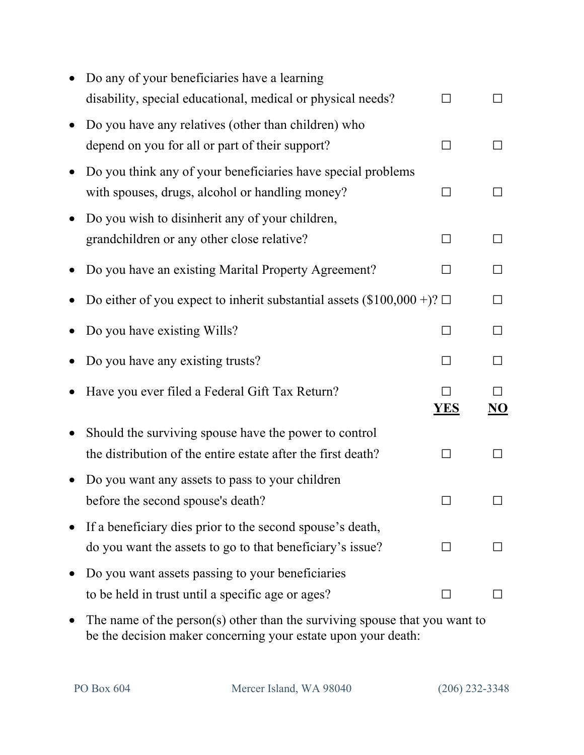| | YES | NO |
|---|---|---|
| Do any of your beneficiaries have a learning disability, special educational, medical or physical needs? | ☐ | ☐ |
| Do you have any relatives (other than children) who depend on you for all or part of their support? | ☐ | ☐ |
| Do you think any of your beneficiaries have special problems with spouses, drugs, alcohol or handling money? | ☐ | ☐ |
| Do you wish to disinherit any of your children, grandchildren or any other close relative? | ☐ | ☐ |
| Do you have an existing Marital Property Agreement? | ☐ | ☐ |
| Do either of you expect to inherit substantial assets ($100,000 +)? | ☐ | ☐ |
| Do you have existing Wills? | ☐ | ☐ |
| Do you have any existing trusts? | ☐ | ☐ |
| Have you ever filed a Federal Gift Tax Return? | ☐ | ☐ |

| | YES | NO |
|---|---|---|
| Should the surviving spouse have the power to control the distribution of the entire estate after the first death? | ☐ | ☐ |
| Do you want any assets to pass to your children before the second spouse's death? | ☐ | ☐ |
| If a beneficiary dies prior to the second spouse's death, do you want the assets to go to that beneficiary's issue? | ☐ | ☐ |
| Do you want assets passing to your beneficiaries to be held in trust until a specific age or ages? | ☐ | ☐ |

- The name of the person(s) other than the surviving spouse that you want to be the decision maker concerning your estate upon your death: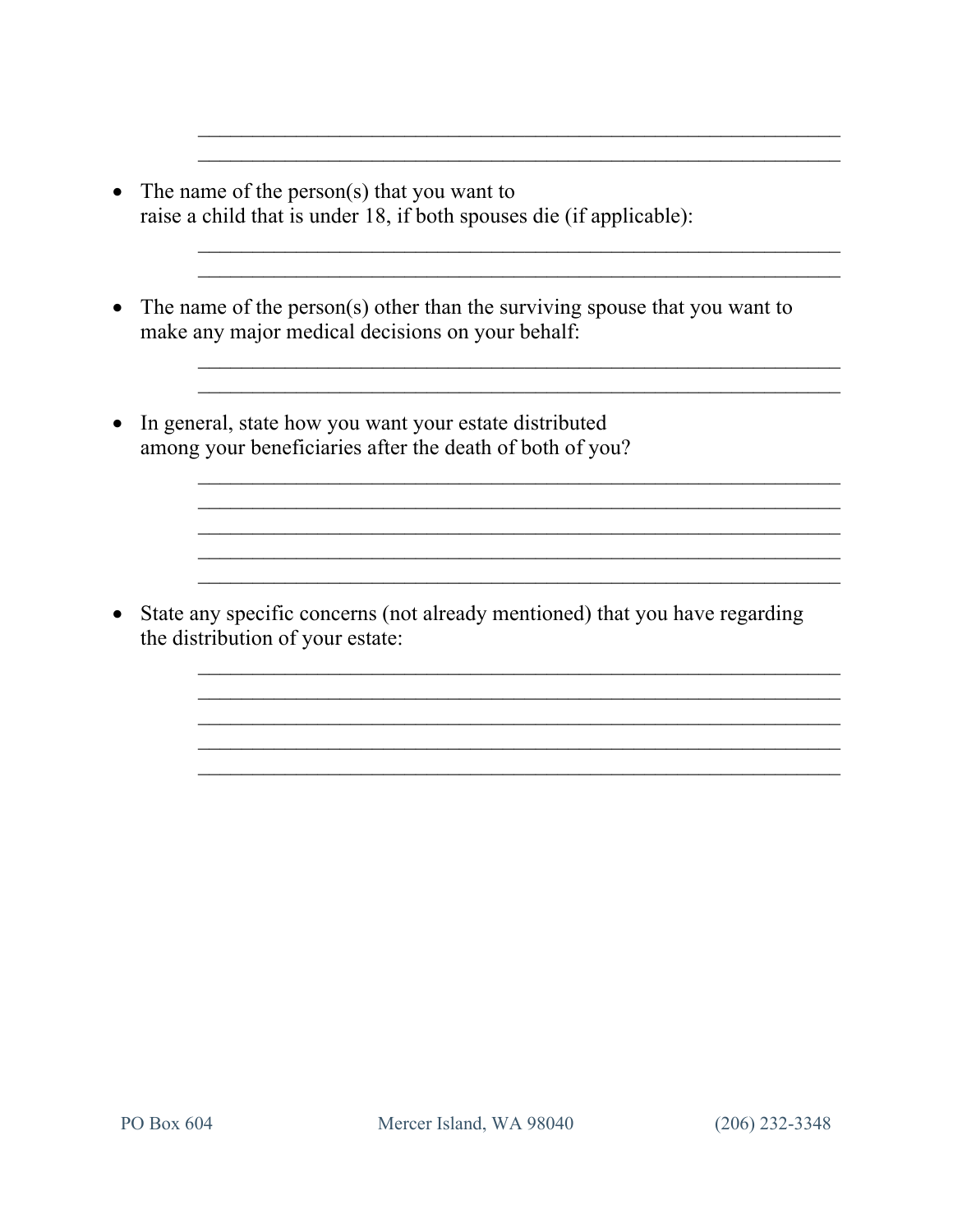_______________________________________________________________
_______________________________________________________________

- The name of the person(s) that you want to raise a child that is under 18, if both spouses die (if applicable):

  _______________________________________________________________
  _______________________________________________________________

- The name of the person(s) other than the surviving spouse that you want to make any major medical decisions on your behalf:

  _______________________________________________________________
  _______________________________________________________________

- In general, state how you want your estate distributed among your beneficiaries after the death of both of you?

  _______________________________________________________________
  _______________________________________________________________
  _______________________________________________________________
  _______________________________________________________________
  _______________________________________________________________

- State any specific concerns (not already mentioned) that you have regarding the distribution of your estate:

  _______________________________________________________________
  _______________________________________________________________
  _______________________________________________________________
  _______________________________________________________________
  _______________________________________________________________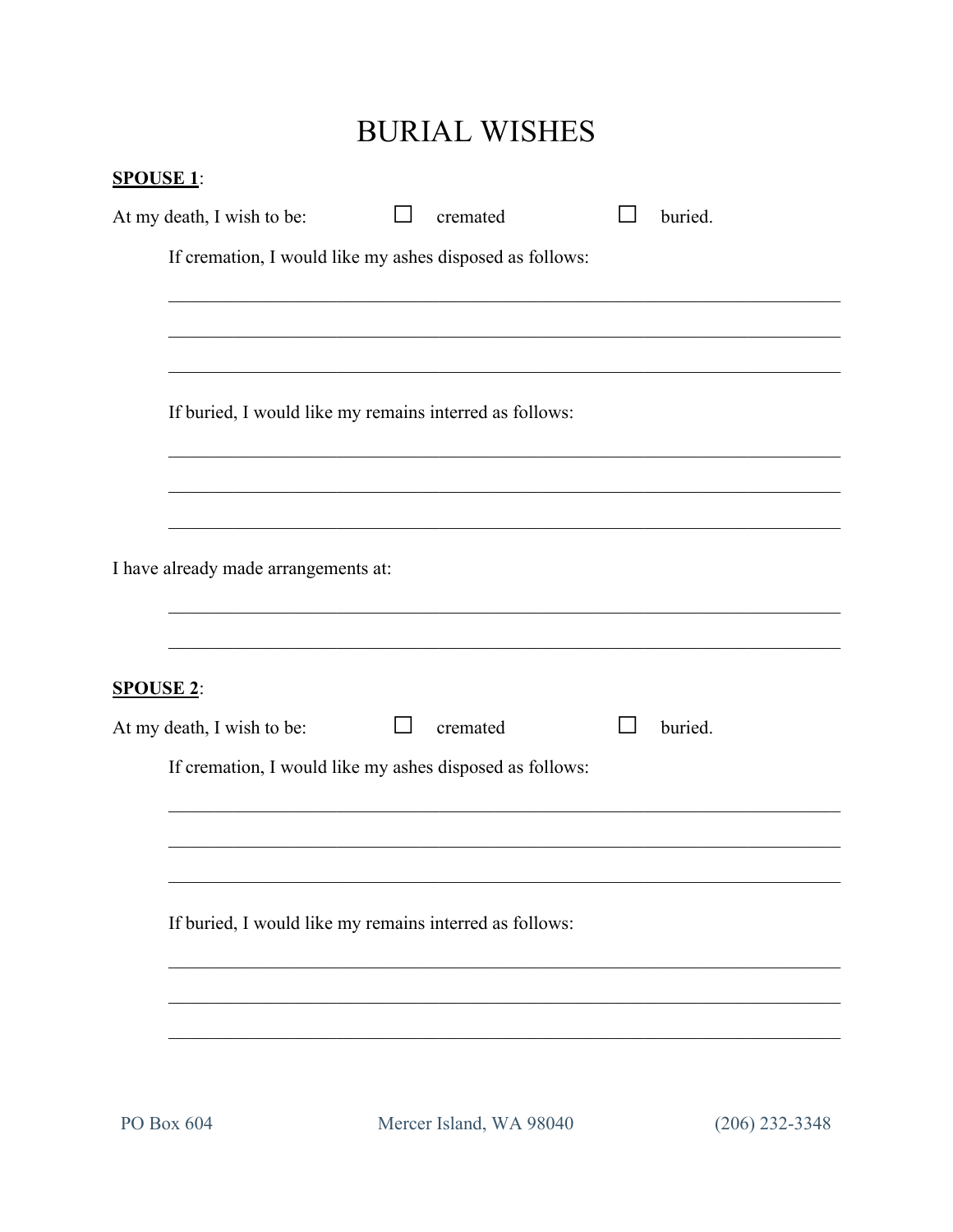# BURIAL WISHES

**SPOUSE 1**:

At my death, I wish to be: ☐ cremated ☐ buried.

If cremation, I would like my ashes disposed as follows:

\_\_\_\_\_\_\_\_\_\_\_\_\_\_\_\_\_\_\_\_\_\_\_\_\_\_\_\_\_\_\_\_\_\_\_\_\_\_\_\_\_\_\_\_\_\_\_\_\_\_\_\_\_\_\_\_\_\_\_\_

\_\_\_\_\_\_\_\_\_\_\_\_\_\_\_\_\_\_\_\_\_\_\_\_\_\_\_\_\_\_\_\_\_\_\_\_\_\_\_\_\_\_\_\_\_\_\_\_\_\_\_\_\_\_\_\_\_\_\_\_

\_\_\_\_\_\_\_\_\_\_\_\_\_\_\_\_\_\_\_\_\_\_\_\_\_\_\_\_\_\_\_\_\_\_\_\_\_\_\_\_\_\_\_\_\_\_\_\_\_\_\_\_\_\_\_\_\_\_\_\_

If buried, I would like my remains interred as follows:

\_\_\_\_\_\_\_\_\_\_\_\_\_\_\_\_\_\_\_\_\_\_\_\_\_\_\_\_\_\_\_\_\_\_\_\_\_\_\_\_\_\_\_\_\_\_\_\_\_\_\_\_\_\_\_\_\_\_\_\_

\_\_\_\_\_\_\_\_\_\_\_\_\_\_\_\_\_\_\_\_\_\_\_\_\_\_\_\_\_\_\_\_\_\_\_\_\_\_\_\_\_\_\_\_\_\_\_\_\_\_\_\_\_\_\_\_\_\_\_\_

\_\_\_\_\_\_\_\_\_\_\_\_\_\_\_\_\_\_\_\_\_\_\_\_\_\_\_\_\_\_\_\_\_\_\_\_\_\_\_\_\_\_\_\_\_\_\_\_\_\_\_\_\_\_\_\_\_\_\_\_

I have already made arrangements at:

\_\_\_\_\_\_\_\_\_\_\_\_\_\_\_\_\_\_\_\_\_\_\_\_\_\_\_\_\_\_\_\_\_\_\_\_\_\_\_\_\_\_\_\_\_\_\_\_\_\_\_\_\_\_\_\_\_\_\_\_

\_\_\_\_\_\_\_\_\_\_\_\_\_\_\_\_\_\_\_\_\_\_\_\_\_\_\_\_\_\_\_\_\_\_\_\_\_\_\_\_\_\_\_\_\_\_\_\_\_\_\_\_\_\_\_\_\_\_\_\_

**SPOUSE 2**:

At my death, I wish to be: ☐ cremated ☐ buried.

If cremation, I would like my ashes disposed as follows:

\_\_\_\_\_\_\_\_\_\_\_\_\_\_\_\_\_\_\_\_\_\_\_\_\_\_\_\_\_\_\_\_\_\_\_\_\_\_\_\_\_\_\_\_\_\_\_\_\_\_\_\_\_\_\_\_\_\_\_\_

\_\_\_\_\_\_\_\_\_\_\_\_\_\_\_\_\_\_\_\_\_\_\_\_\_\_\_\_\_\_\_\_\_\_\_\_\_\_\_\_\_\_\_\_\_\_\_\_\_\_\_\_\_\_\_\_\_\_\_\_

\_\_\_\_\_\_\_\_\_\_\_\_\_\_\_\_\_\_\_\_\_\_\_\_\_\_\_\_\_\_\_\_\_\_\_\_\_\_\_\_\_\_\_\_\_\_\_\_\_\_\_\_\_\_\_\_\_\_\_\_

If buried, I would like my remains interred as follows:

\_\_\_\_\_\_\_\_\_\_\_\_\_\_\_\_\_\_\_\_\_\_\_\_\_\_\_\_\_\_\_\_\_\_\_\_\_\_\_\_\_\_\_\_\_\_\_\_\_\_\_\_\_\_\_\_\_\_\_\_

\_\_\_\_\_\_\_\_\_\_\_\_\_\_\_\_\_\_\_\_\_\_\_\_\_\_\_\_\_\_\_\_\_\_\_\_\_\_\_\_\_\_\_\_\_\_\_\_\_\_\_\_\_\_\_\_\_\_\_\_

\_\_\_\_\_\_\_\_\_\_\_\_\_\_\_\_\_\_\_\_\_\_\_\_\_\_\_\_\_\_\_\_\_\_\_\_\_\_\_\_\_\_\_\_\_\_\_\_\_\_\_\_\_\_\_\_\_\_\_\_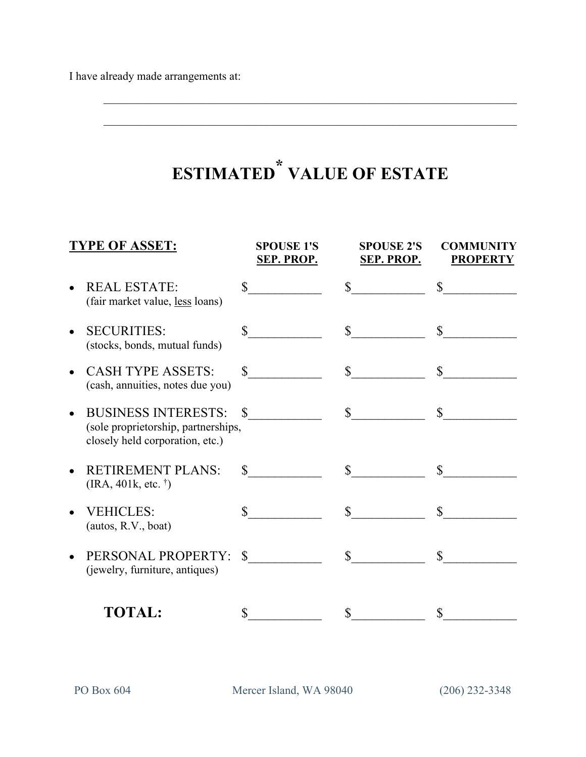I have already made arrangements at:

\_\_\_\_\_\_\_\_\_\_\_\_\_\_\_\_\_\_\_\_\_\_\_\_\_\_\_\_\_\_\_\_\_\_\_\_\_\_\_\_\_\_\_\_\_\_\_\_\_\_\_\_\_\_\_\_\_\_\_\_\_\_

\_\_\_\_\_\_\_\_\_\_\_\_\_\_\_\_\_\_\_\_\_\_\_\_\_\_\_\_\_\_\_\_\_\_\_\_\_\_\_\_\_\_\_\_\_\_\_\_\_\_\_\_\_\_\_\_\_\_\_\_\_\_

# ESTIMATED* VALUE OF ESTATE

| TYPE OF ASSET: | SPOUSE 1'S SEP. PROP. | SPOUSE 2'S SEP. PROP. | COMMUNITY PROPERTY |
|---|---|---|---|
| • REAL ESTATE: (fair market value, less loans) | $\_\_\_\_\_\_\_\_\_\_\_ | $\_\_\_\_\_\_\_\_\_\_\_ | $\_\_\_\_\_\_\_\_\_\_\_ |
| • SECURITIES: (stocks, bonds, mutual funds) | $\_\_\_\_\_\_\_\_\_\_\_ | $\_\_\_\_\_\_\_\_\_\_\_ | $\_\_\_\_\_\_\_\_\_\_\_ |
| • CASH TYPE ASSETS: (cash, annuities, notes due you) | $\_\_\_\_\_\_\_\_\_\_\_ | $\_\_\_\_\_\_\_\_\_\_\_ | $\_\_\_\_\_\_\_\_\_\_\_ |
| • BUSINESS INTERESTS: (sole proprietorship, partnerships, closely held corporation, etc.) | $\_\_\_\_\_\_\_\_\_\_\_ | $\_\_\_\_\_\_\_\_\_\_\_ | $\_\_\_\_\_\_\_\_\_\_\_ |
| • RETIREMENT PLANS: (IRA, 401k, etc. †) | $\_\_\_\_\_\_\_\_\_\_\_ | $\_\_\_\_\_\_\_\_\_\_\_ | $\_\_\_\_\_\_\_\_\_\_\_ |
| • VEHICLES: (autos, R.V., boat) | $\_\_\_\_\_\_\_\_\_\_\_ | $\_\_\_\_\_\_\_\_\_\_\_ | $\_\_\_\_\_\_\_\_\_\_\_ |
| • PERSONAL PROPERTY: (jewelry, furniture, antiques) | $\_\_\_\_\_\_\_\_\_\_\_ | $\_\_\_\_\_\_\_\_\_\_\_ | $\_\_\_\_\_\_\_\_\_\_\_ |
| **TOTAL:** | $\_\_\_\_\_\_\_\_\_\_\_ | $\_\_\_\_\_\_\_\_\_\_\_ | $\_\_\_\_\_\_\_\_\_\_\_ |

PO Box 604    Mercer Island, WA 98040    (206) 232-3348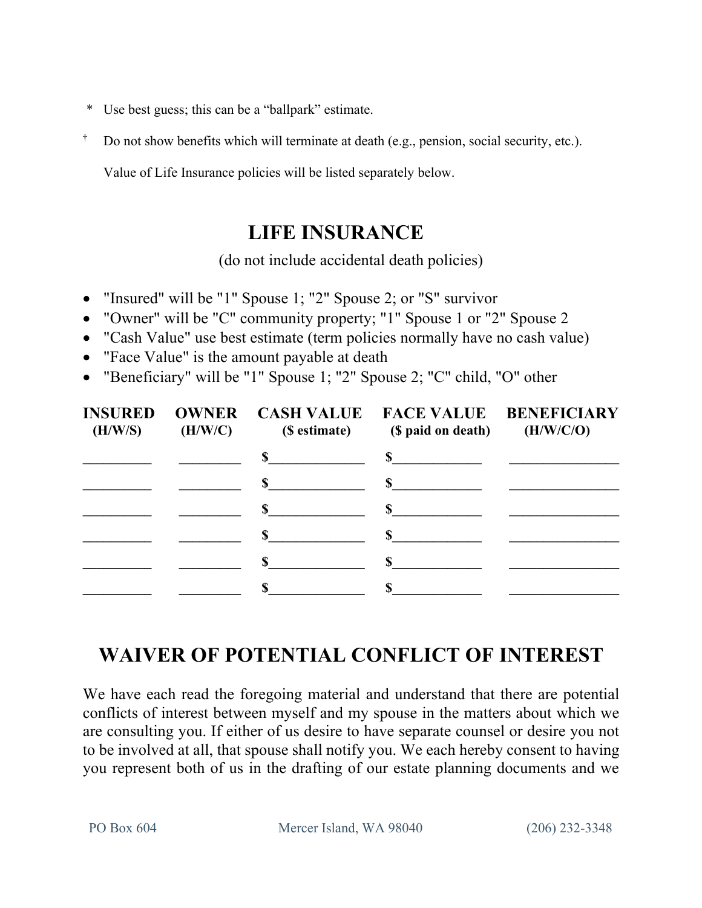\* Use best guess; this can be a "ballpark" estimate.

† Do not show benefits which will terminate at death (e.g., pension, social security, etc.).

Value of Life Insurance policies will be listed separately below.

# LIFE INSURANCE

(do not include accidental death policies)

- "Insured" will be "1" Spouse 1; "2" Spouse 2; or "S" survivor
- "Owner" will be "C" community property; "1" Spouse 1 or "2" Spouse 2
- "Cash Value" use best estimate (term policies normally have no cash value)
- "Face Value" is the amount payable at death
- "Beneficiary" will be "1" Spouse 1; "2" Spouse 2; "C" child, "O" other

| INSURED (H/W/S) | OWNER (H/W/C) | CASH VALUE ($ estimate) | FACE VALUE ($ paid on death) | BENEFICIARY (H/W/C/O) |
|---|---|---|---|---|
| _________ | ________ | $_____________ | $____________ | _______________ |
| _________ | ________ | $_____________ | $____________ | _______________ |
| _________ | ________ | $_____________ | $____________ | _______________ |
| _________ | ________ | $_____________ | $____________ | _______________ |
| _________ | ________ | $_____________ | $____________ | _______________ |
| _________ | ________ | $_____________ | $____________ | _______________ |

# WAIVER OF POTENTIAL CONFLICT OF INTEREST

We have each read the foregoing material and understand that there are potential conflicts of interest between myself and my spouse in the matters about which we are consulting you. If either of us desire to have separate counsel or desire you not to be involved at all, that spouse shall notify you. We each hereby consent to having you represent both of us in the drafting of our estate planning documents and we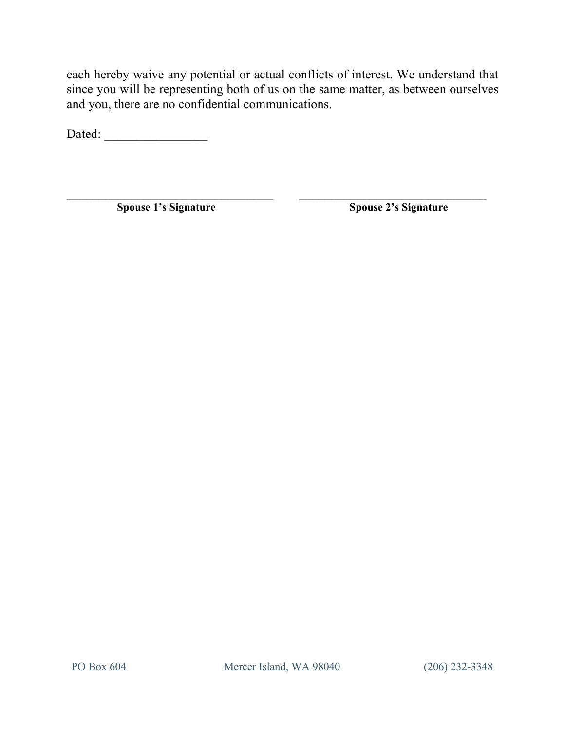each hereby waive any potential or actual conflicts of interest. We understand that since you will be representing both of us on the same matter, as between ourselves and you, there are no confidential communications.

Dated: ________________

| | |
|---|---|
| ___________________________________ | ___________________________________ |
| **Spouse 1's Signature** | **Spouse 2's Signature** |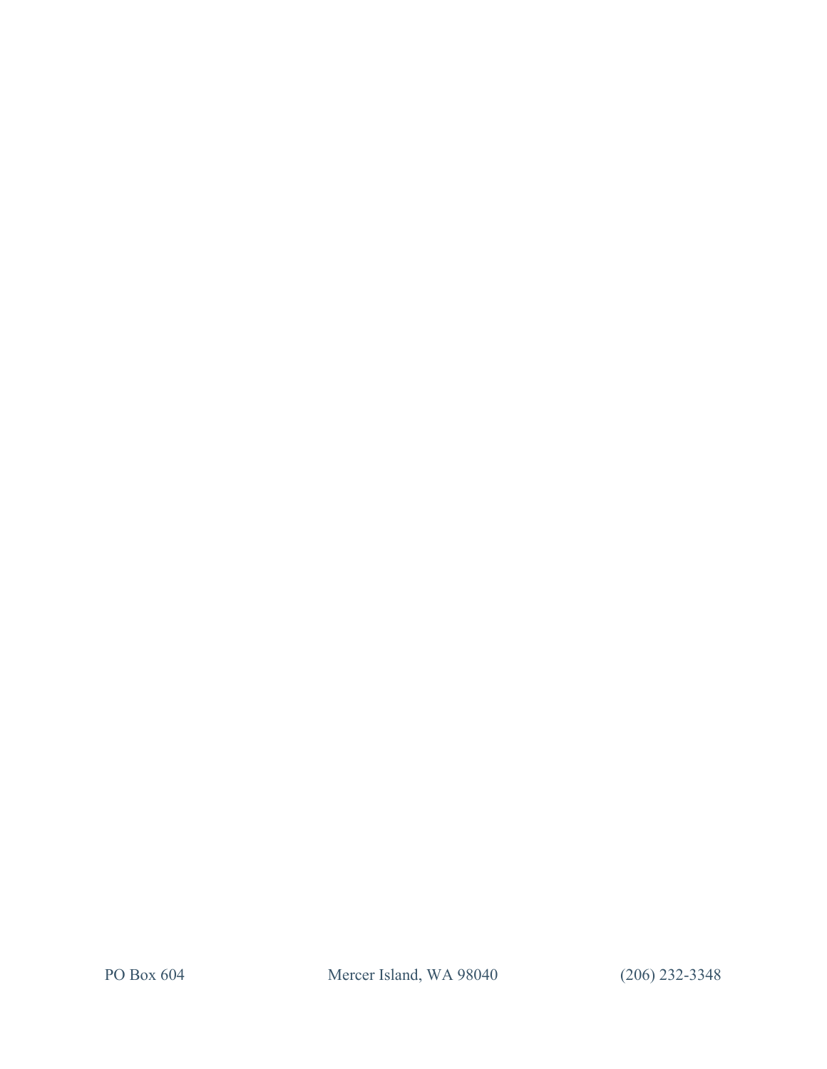PO Box 604 Mercer Island, WA 98040 (206) 232-3348